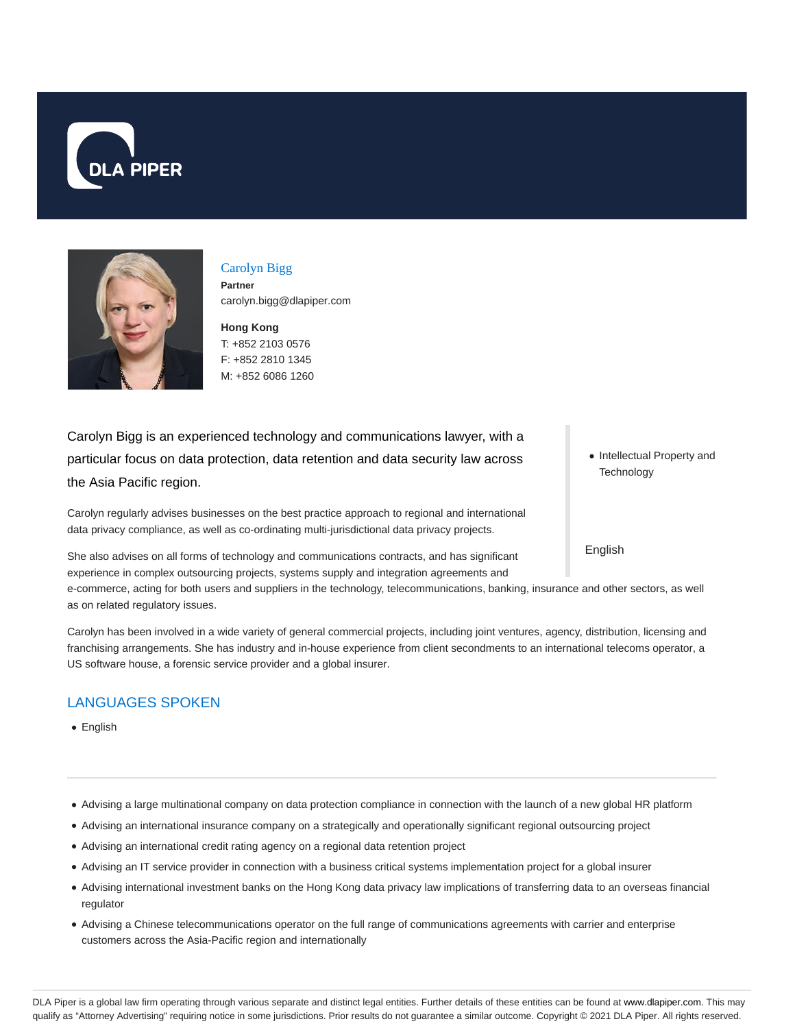DLA PIPER

## Carolyn Bigg

**Partner**
carolyn.bigg@dlapiper.com

**Hong Kong**
T: +852 2103 0576
F: +852 2810 1345
M: +852 6086 1260

Carolyn Bigg is an experienced technology and communications lawyer, with a particular focus on data protection, data retention and data security law across the Asia Pacific region.

Carolyn regularly advises businesses on the best practice approach to regional and international data privacy compliance, as well as co-ordinating multi-jurisdictional data privacy projects.

She also advises on all forms of technology and communications contracts, and has significant experience in complex outsourcing projects, systems supply and integration agreements and e-commerce, acting for both users and suppliers in the technology, telecommunications, banking, insurance and other sectors, as well as on related regulatory issues.

Carolyn has been involved in a wide variety of general commercial projects, including joint ventures, agency, distribution, licensing and franchising arrangements. She has industry and in-house experience from client secondments to an international telecoms operator, a US software house, a forensic service provider and a global insurer.

- Intellectual Property and Technology

English

## LANGUAGES SPOKEN

- English

---

- Advising a large multinational company on data protection compliance in connection with the launch of a new global HR platform
- Advising an international insurance company on a strategically and operationally significant regional outsourcing project
- Advising an international credit rating agency on a regional data retention project
- Advising an IT service provider in connection with a business critical systems implementation project for a global insurer
- Advising international investment banks on the Hong Kong data privacy law implications of transferring data to an overseas financial regulator
- Advising a Chinese telecommunications operator on the full range of communications agreements with carrier and enterprise customers across the Asia-Pacific region and internationally

DLA Piper is a global law firm operating through various separate and distinct legal entities. Further details of these entities can be found at www.dlapiper.com. This may qualify as "Attorney Advertising" requiring notice in some jurisdictions. Prior results do not guarantee a similar outcome. Copyright © 2021 DLA Piper. All rights reserved.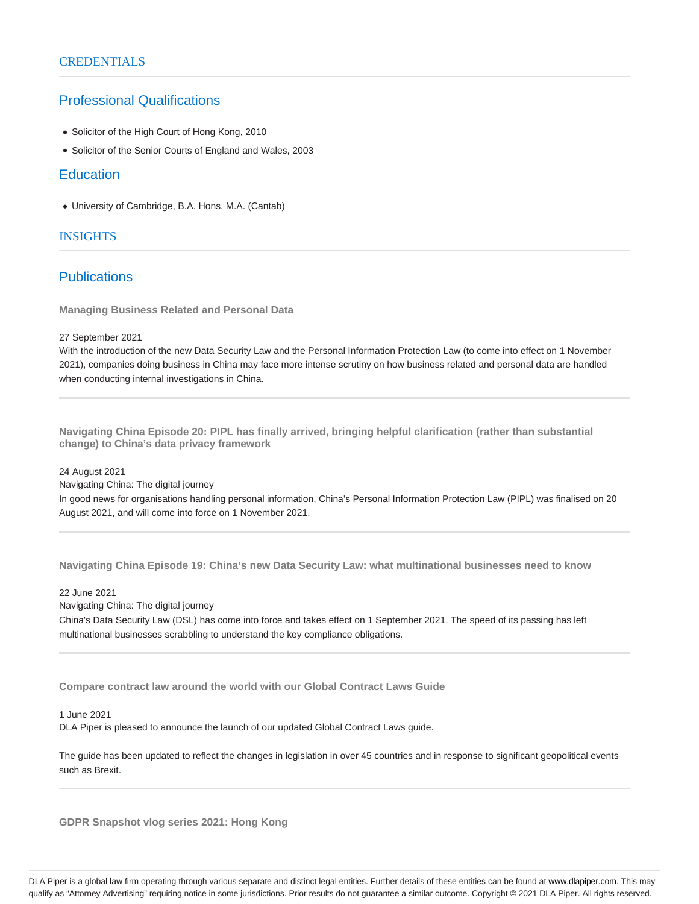## CREDENTIALS

### Professional Qualifications

- Solicitor of the High Court of Hong Kong, 2010
- Solicitor of the Senior Courts of England and Wales, 2003

### Education

- University of Cambridge, B.A. Hons, M.A. (Cantab)

## INSIGHTS

### Publications

**Managing Business Related and Personal Data**

27 September 2021

With the introduction of the new Data Security Law and the Personal Information Protection Law (to come into effect on 1 November 2021), companies doing business in China may face more intense scrutiny on how business related and personal data are handled when conducting internal investigations in China.

---

**Navigating China Episode 20: PIPL has finally arrived, bringing helpful clarification (rather than substantial change) to China's data privacy framework**

24 August 2021

Navigating China: The digital journey

In good news for organisations handling personal information, China's Personal Information Protection Law (PIPL) was finalised on 20 August 2021, and will come into force on 1 November 2021.

---

**Navigating China Episode 19: China's new Data Security Law: what multinational businesses need to know**

22 June 2021

Navigating China: The digital journey

China's Data Security Law (DSL) has come into force and takes effect on 1 September 2021. The speed of its passing has left multinational businesses scrabbling to understand the key compliance obligations.

---

**Compare contract law around the world with our Global Contract Laws Guide**

1 June 2021

DLA Piper is pleased to announce the launch of our updated Global Contract Laws guide.

The guide has been updated to reflect the changes in legislation in over 45 countries and in response to significant geopolitical events such as Brexit.

---

**GDPR Snapshot vlog series 2021: Hong Kong**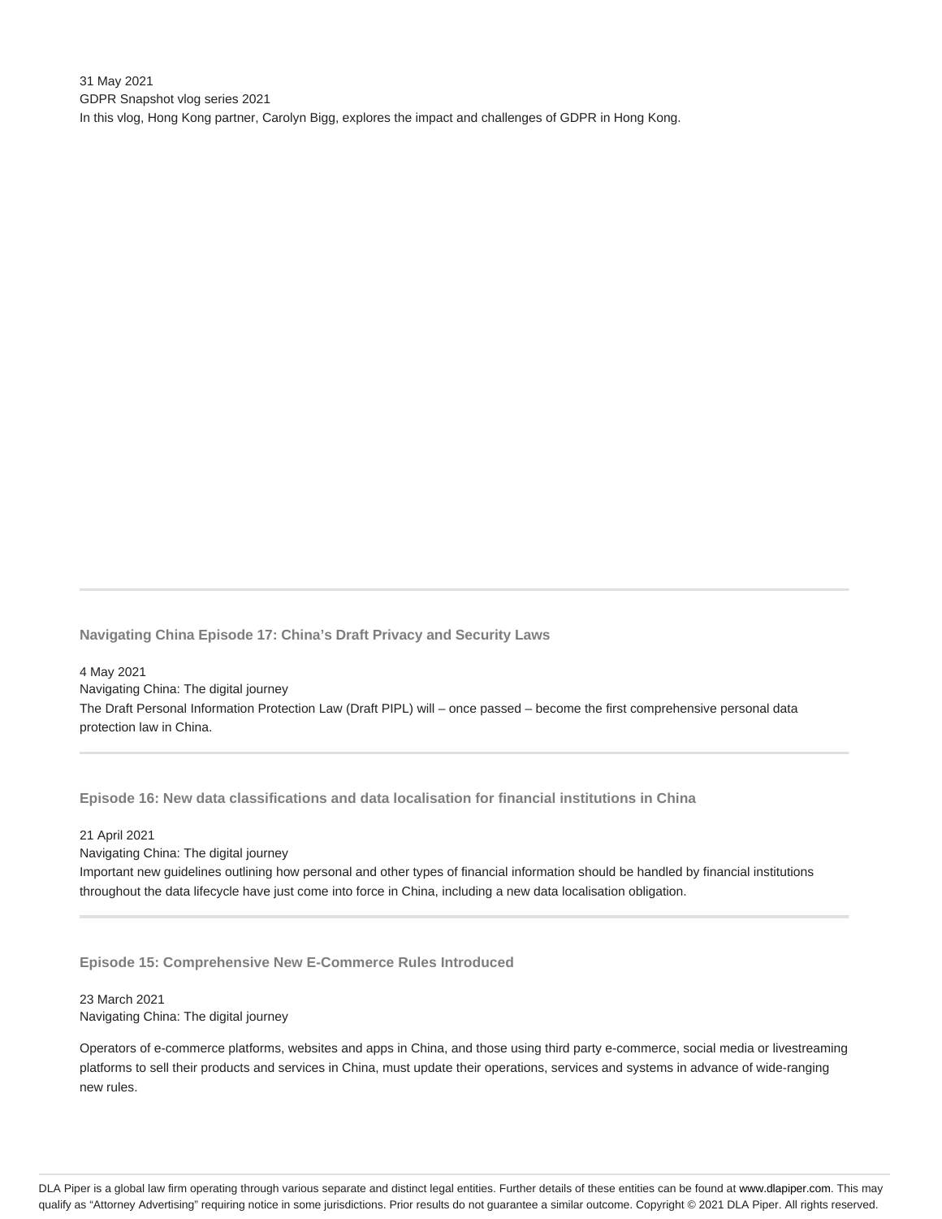31 May 2021

GDPR Snapshot vlog series 2021

In this vlog, Hong Kong partner, Carolyn Bigg, explores the impact and challenges of GDPR in Hong Kong.

---

### Navigating China Episode 17: China's Draft Privacy and Security Laws

4 May 2021

Navigating China: The digital journey

The Draft Personal Information Protection Law (Draft PIPL) will – once passed – become the first comprehensive personal data protection law in China.

---

### Episode 16: New data classifications and data localisation for financial institutions in China

21 April 2021

Navigating China: The digital journey

Important new guidelines outlining how personal and other types of financial information should be handled by financial institutions throughout the data lifecycle have just come into force in China, including a new data localisation obligation.

---

### Episode 15: Comprehensive New E-Commerce Rules Introduced

23 March 2021

Navigating China: The digital journey

Operators of e-commerce platforms, websites and apps in China, and those using third party e-commerce, social media or livestreaming platforms to sell their products and services in China, must update their operations, services and systems in advance of wide-ranging new rules.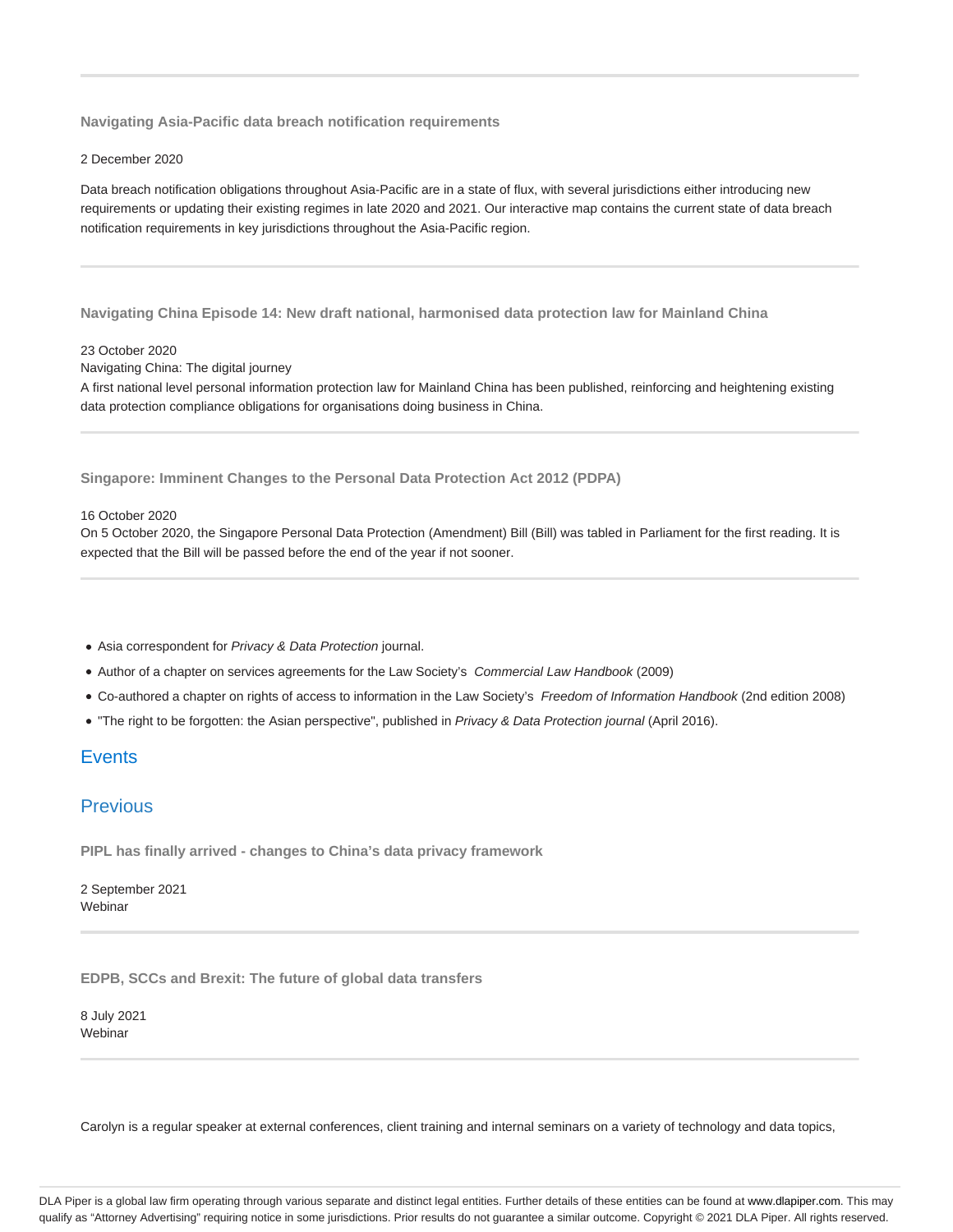---

**Navigating Asia-Pacific data breach notification requirements**

2 December 2020

Data breach notification obligations throughout Asia-Pacific are in a state of flux, with several jurisdictions either introducing new requirements or updating their existing regimes in late 2020 and 2021. Our interactive map contains the current state of data breach notification requirements in key jurisdictions throughout the Asia-Pacific region.

---

**Navigating China Episode 14: New draft national, harmonised data protection law for Mainland China**

23 October 2020
Navigating China: The digital journey
A first national level personal information protection law for Mainland China has been published, reinforcing and heightening existing data protection compliance obligations for organisations doing business in China.

---

**Singapore: Imminent Changes to the Personal Data Protection Act 2012 (PDPA)**

16 October 2020
On 5 October 2020, the Singapore Personal Data Protection (Amendment) Bill (Bill) was tabled in Parliament for the first reading. It is expected that the Bill will be passed before the end of the year if not sooner.

---

- Asia correspondent for *Privacy & Data Protection* journal.
- Author of a chapter on services agreements for the Law Society's *Commercial Law Handbook* (2009)
- Co-authored a chapter on rights of access to information in the Law Society's *Freedom of Information Handbook* (2nd edition 2008)
- "The right to be forgotten: the Asian perspective", published in *Privacy & Data Protection journal* (April 2016).

## Events

## Previous

**PIPL has finally arrived - changes to China's data privacy framework**

2 September 2021
Webinar

---

**EDPB, SCCs and Brexit: The future of global data transfers**

8 July 2021
Webinar

---

Carolyn is a regular speaker at external conferences, client training and internal seminars on a variety of technology and data topics,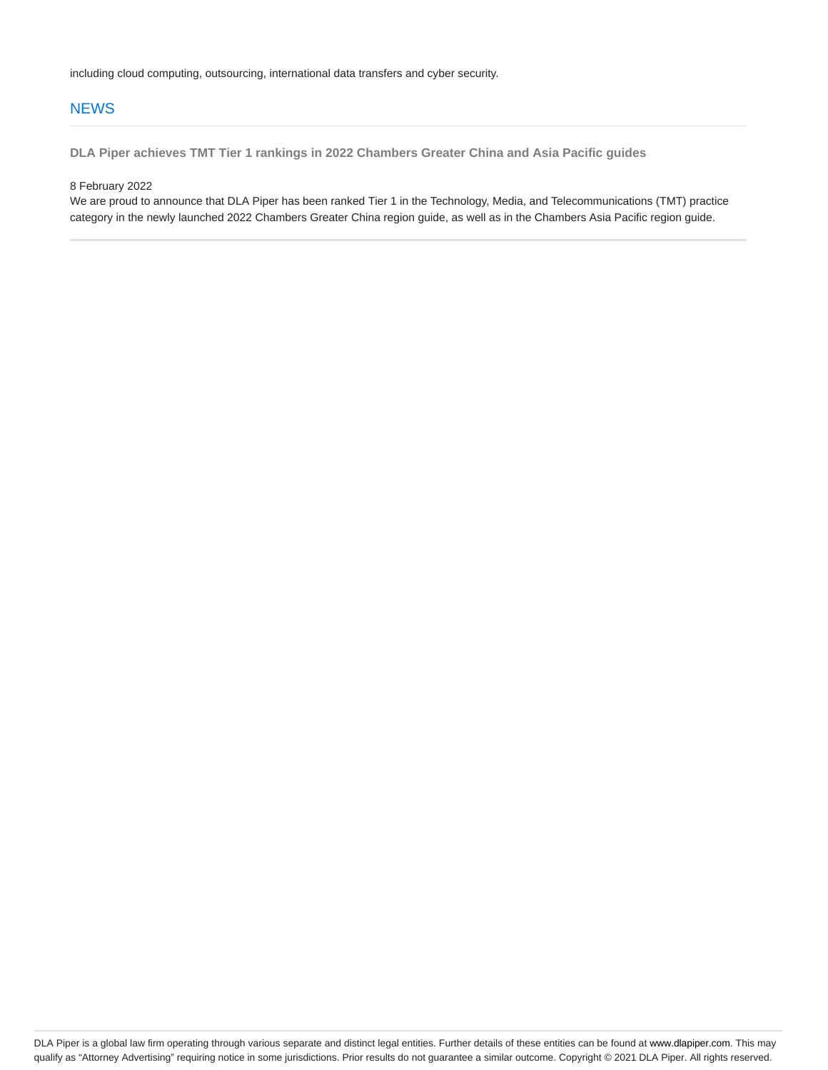including cloud computing, outsourcing, international data transfers and cyber security.

## NEWS

**DLA Piper achieves TMT Tier 1 rankings in 2022 Chambers Greater China and Asia Pacific guides**

8 February 2022

We are proud to announce that DLA Piper has been ranked Tier 1 in the Technology, Media, and Telecommunications (TMT) practice category in the newly launched 2022 Chambers Greater China region guide, as well as in the Chambers Asia Pacific region guide.

DLA Piper is a global law firm operating through various separate and distinct legal entities. Further details of these entities can be found at www.dlapiper.com. This may qualify as "Attorney Advertising" requiring notice in some jurisdictions. Prior results do not guarantee a similar outcome. Copyright © 2021 DLA Piper. All rights reserved.